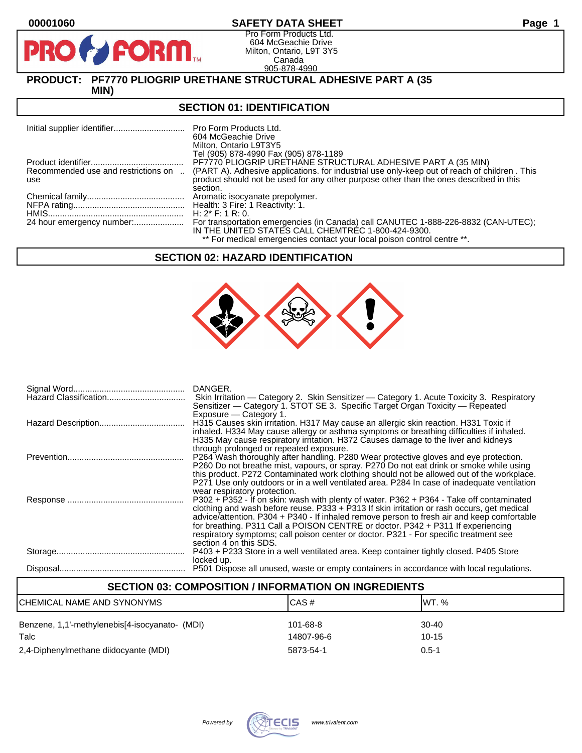00001060 **SAFETY DATA SHEET**

Pro Form Products Ltd.
604 McGeachie Drive
Milton, Ontario, L9T 3Y5
Canada
905-878-4990

**PRODUCT: PF7770 PLIOGRIP URETHANE STRUCTURAL ADHESIVE PART A (35 MIN)**

## SECTION 01: IDENTIFICATION

| | |
|---|---|
| Initial supplier identifier | Pro Form Products Ltd.<br>604 McGeachie Drive<br>Milton, Ontario L9T3Y5<br>Tel (905) 878-4990 Fax (905) 878-1189 |
| Product identifier | PF7770 PLIOGRIP URETHANE STRUCTURAL ADHESIVE PART A (35 MIN) |
| Recommended use and restrictions on use | (PART A). Adhesive applications. for industrial use only-keep out of reach of children . This product should not be used for any other purpose other than the ones described in this section. |
| Chemical family | Aromatic isocyanate prepolymer. |
| NFPA rating | Health: 3 Fire: 1 Reactivity: 1. |
| HMIS | H: 2* F: 1 R: 0. |
| 24 hour emergency number: | For transportation emergencies (in Canada) call CANUTEC 1-888-226-8832 (CAN-UTEC); IN THE UNITED STATES CALL CHEMTREC 1-800-424-9300.<br>** For medical emergencies contact your local poison control centre **. |

## SECTION 02: HAZARD IDENTIFICATION

| | |
|---|---|
| Signal Word | DANGER. |
| Hazard Classification | Skin Irritation — Category 2. Skin Sensitizer — Category 1. Acute Toxicity 3. Respiratory Sensitizer — Category 1. STOT SE 3. Specific Target Organ Toxicity — Repeated Exposure — Category 1. |
| Hazard Description | H315 Causes skin irritation. H317 May cause an allergic skin reaction. H331 Toxic if inhaled. H334 May cause allergy or asthma symptoms or breathing difficulties if inhaled. H335 May cause respiratory irritation. H372 Causes damage to the liver and kidneys through prolonged or repeated exposure. |
| Prevention | P264 Wash thoroughly after handling. P280 Wear protective gloves and eye protection. P260 Do not breathe mist, vapours, or spray. P270 Do not eat drink or smoke while using this product. P272 Contaminated work clothing should not be allowed out of the workplace. P271 Use only outdoors or in a well ventilated area. P284 In case of inadequate ventilation wear respiratory protection. |
| Response | P302 + P352 - If on skin: wash with plenty of water. P362 + P364 - Take off contaminated clothing and wash before reuse. P333 + P313 If skin irritation or rash occurs, get medical advice/attention. P304 + P340 - If inhaled remove person to fresh air and keep comfortable for breathing. P311 Call a POISON CENTRE or doctor. P342 + P311 If experiencing respiratory symptoms; call poison center or doctor. P321 - For specific treatment see section 4 on this SDS. |
| Storage | P403 + P233 Store in a well ventilated area. Keep container tightly closed. P405 Store locked up. |
| Disposal | P501 Dispose all unused, waste or empty containers in accordance with local regulations. |

## SECTION 03: COMPOSITION / INFORMATION ON INGREDIENTS

| CHEMICAL NAME AND SYNONYMS | CAS # | WT. % |
|---|---|---|
| Benzene, 1,1'-methylenebis[4-isocyanato- (MDI) | 101-68-8 | 30-40 |
| Talc | 14807-96-6 | 10-15 |
| 2,4-Diphenylmethane diidocyante (MDI) | 5873-54-1 | 0.5-1 |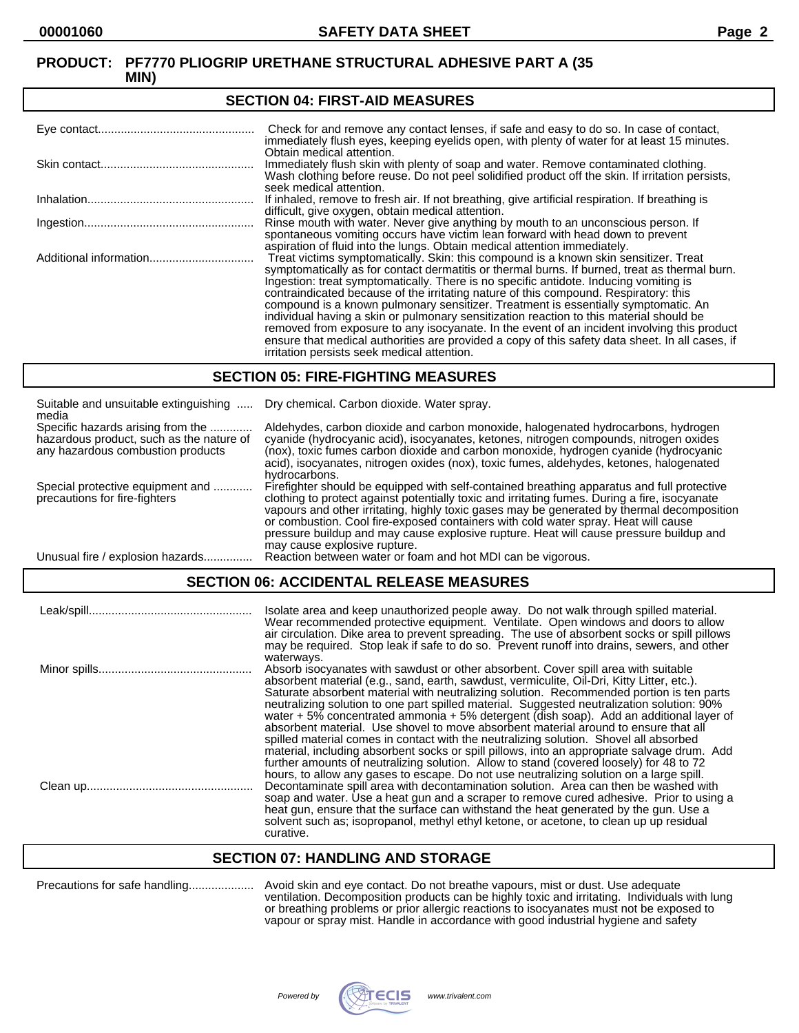**PRODUCT: PF7770 PLIOGRIP URETHANE STRUCTURAL ADHESIVE PART A (35 MIN)**

## SECTION 04: FIRST-AID MEASURES

| | |
|---|---|
| Eye contact | Check for and remove any contact lenses, if safe and easy to do so. In case of contact, immediately flush eyes, keeping eyelids open, with plenty of water for at least 15 minutes. Obtain medical attention. |
| Skin contact | Immediately flush skin with plenty of soap and water. Remove contaminated clothing. Wash clothing before reuse. Do not peel solidified product off the skin. If irritation persists, seek medical attention. |
| Inhalation | If inhaled, remove to fresh air. If not breathing, give artificial respiration. If breathing is difficult, give oxygen, obtain medical attention. |
| Ingestion | Rinse mouth with water. Never give anything by mouth to an unconscious person. If spontaneous vomiting occurs have victim lean forward with head down to prevent aspiration of fluid into the lungs. Obtain medical attention immediately. |
| Additional information | Treat victims symptomatically. Skin: this compound is a known skin sensitizer. Treat symptomatically as for contact dermatitis or thermal burns. If burned, treat as thermal burn. Ingestion: treat symptomatically. There is no specific antidote. Inducing vomiting is contraindicated because of the irritating nature of this compound. Respiratory: this compound is a known pulmonary sensitizer. Treatment is essentially symptomatic. An individual having a skin or pulmonary sensitization reaction to this material should be removed from exposure to any isocyanate. In the event of an incident involving this product ensure that medical authorities are provided a copy of this safety data sheet. In all cases, if irritation persists seek medical attention. |

## SECTION 05: FIRE-FIGHTING MEASURES

| | |
|---|---|
| Suitable and unsuitable extinguishing media | Dry chemical. Carbon dioxide. Water spray. |
| Specific hazards arising from the hazardous product, such as the nature of any hazardous combustion products | Aldehydes, carbon dioxide and carbon monoxide, halogenated hydrocarbons, hydrogen cyanide (hydrocyanic acid), isocyanates, ketones, nitrogen compounds, nitrogen oxides (nox), toxic fumes carbon dioxide and carbon monoxide, hydrogen cyanide (hydrocyanic acid), isocyanates, nitrogen oxides (nox), toxic fumes, aldehydes, ketones, halogenated hydrocarbons. |
| Special protective equipment and precautions for fire-fighters | Firefighter should be equipped with self-contained breathing apparatus and full protective clothing to protect against potentially toxic and irritating fumes. During a fire, isocyanate vapours and other irritating, highly toxic gases may be generated by thermal decomposition or combustion. Cool fire-exposed containers with cold water spray. Heat will cause pressure buildup and may cause explosive rupture. Heat will cause pressure buildup and may cause explosive rupture. |
| Unusual fire / explosion hazards | Reaction between water or foam and hot MDI can be vigorous. |

## SECTION 06: ACCIDENTAL RELEASE MEASURES

| | |
|---|---|
| Leak/spill | Isolate area and keep unauthorized people away. Do not walk through spilled material. Wear recommended protective equipment. Ventilate. Open windows and doors to allow air circulation. Dike area to prevent spreading. The use of absorbent socks or spill pillows may be required. Stop leak if safe to do so. Prevent runoff into drains, sewers, and other waterways. |
| Minor spills | Absorb isocyanates with sawdust or other absorbent. Cover spill area with suitable absorbent material (e.g., sand, earth, sawdust, vermiculite, Oil-Dri, Kitty Litter, etc.). Saturate absorbent material with neutralizing solution. Recommended portion is ten parts neutralizing solution to one part spilled material. Suggested neutralization solution: 90% water + 5% concentrated ammonia + 5% detergent (dish soap). Add an additional layer of absorbent material. Use shovel to move absorbent material around to ensure that all spilled material comes in contact with the neutralizing solution. Shovel all absorbed material, including absorbent socks or spill pillows, into an appropriate salvage drum. Add further amounts of neutralizing solution. Allow to stand (covered loosely) for 48 to 72 hours, to allow any gases to escape. Do not use neutralizing solution on a large spill. |
| Clean up | Decontaminate spill area with decontamination solution. Area can then be washed with soap and water. Use a heat gun and a scraper to remove cured adhesive. Prior to using a heat gun, ensure that the surface can withstand the heat generated by the gun. Use a solvent such as; isopropanol, methyl ethyl ketone, or acetone, to clean up up residual curative. |

## SECTION 07: HANDLING AND STORAGE

| | |
|---|---|
| Precautions for safe handling | Avoid skin and eye contact. Do not breathe vapours, mist or dust. Use adequate ventilation. Decomposition products can be highly toxic and irritating. Individuals with lung or breathing problems or prior allergic reactions to isocyanates must not be exposed to vapour or spray mist. Handle in accordance with good industrial hygiene and safety |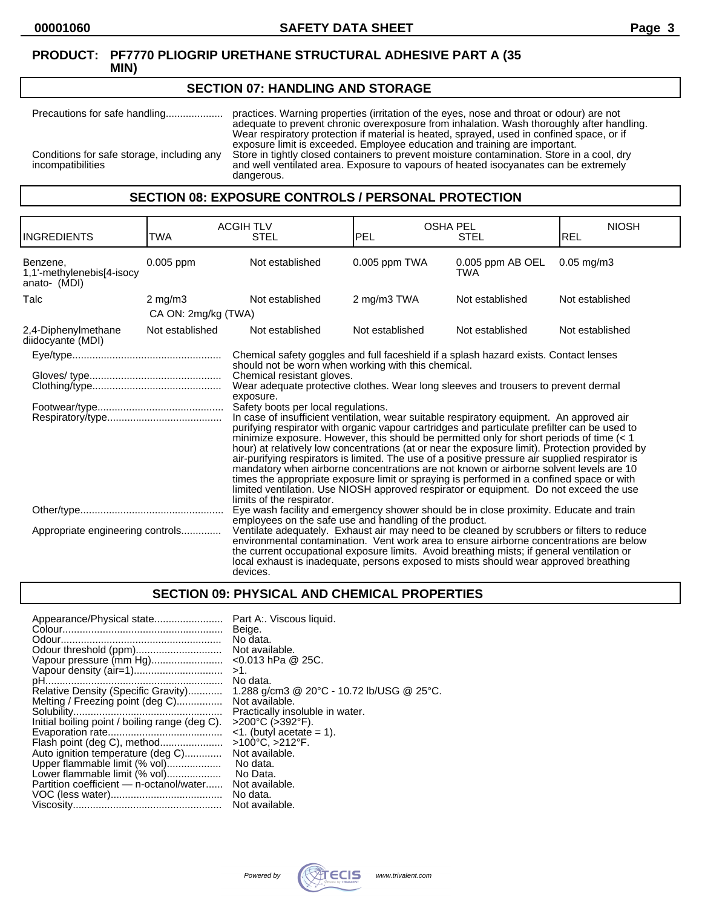**PRODUCT: PF7770 PLIOGRIP URETHANE STRUCTURAL ADHESIVE PART A (35 MIN)**

## SECTION 07: HANDLING AND STORAGE

| | |
|---|---|
| Precautions for safe handling.................... | practices. Warning properties (irritation of the eyes, nose and throat or odour) are not adequate to prevent chronic overexposure from inhalation. Wash thoroughly after handling. Wear respiratory protection if material is heated, sprayed, used in confined space, or if exposure limit is exceeded. Employee education and training are important. |
| Conditions for safe storage, including any incompatibilities | Store in tightly closed containers to prevent moisture contamination. Store in a cool, dry and well ventilated area. Exposure to vapours of heated isocyanates can be extremely dangerous. |

## SECTION 08: EXPOSURE CONTROLS / PERSONAL PROTECTION

| | ACGIH TLV | | OSHA PEL | | NIOSH |
|---|---|---|---|---|---|
| INGREDIENTS | TWA | STEL | PEL | STEL | REL |
| Benzene, 1,1'-methylenebis[4-isocyanato- (MDI) | 0.005 ppm | Not established | 0.005 ppm TWA | 0.005 ppm AB OEL TWA | 0.05 mg/m3 |
| Talc | 2 mg/m3 CA ON: 2mg/kg (TWA) | Not established | 2 mg/m3 TWA | Not established | Not established |
| 2,4-Diphenylmethane diidocyante (MDI) | Not established | Not established | Not established | Not established | Not established |

| | |
|---|---|
| Eye/type.................................................... | Chemical safety goggles and full faceshield if a splash hazard exists. Contact lenses should not be worn when working with this chemical. |
| Gloves/ type.............................................. | Chemical resistant gloves. |
| Clothing/type............................................. | Wear adequate protective clothes. Wear long sleeves and trousers to prevent dermal exposure. |
| Footwear/type............................................ | Safety boots per local regulations. |
| Respiratory/type......................................... | In case of insufficient ventilation, wear suitable respiratory equipment. An approved air purifying respirator with organic vapour cartridges and particulate prefilter can be used to minimize exposure. However, this should be permitted only for short periods of time (< 1 hour) at relatively low concentrations (at or near the exposure limit). Protection provided by air-purifying respirators is limited. The use of a positive pressure air supplied respirator is mandatory when airborne concentrations are not known or airborne solvent levels are 10 times the appropriate exposure limit or spraying is performed in a confined space or with limited ventilation. Use NIOSH approved respirator or equipment. Do not exceed the use limits of the respirator. |
| Other/type.................................................. | Eye wash facility and emergency shower should be in close proximity. Educate and train employees on the safe use and handling of the product. |
| Appropriate engineering controls.............. | Ventilate adequately. Exhaust air may need to be cleaned by scrubbers or filters to reduce environmental contamination. Vent work area to ensure airborne concentrations are below the current occupational exposure limits. Avoid breathing mists; if general ventilation or local exhaust is inadequate, persons exposed to mists should wear approved breathing devices. |

## SECTION 09: PHYSICAL AND CHEMICAL PROPERTIES

| | |
|---|---|
| Appearance/Physical state........................ | Part A:. Viscous liquid. |
| Colour........................................................ | Beige. |
| Odour......................................................... | No data. |
| Odour threshold (ppm).............................. | Not available. |
| Vapour pressure (mm Hg)......................... | <0.013 hPa @ 25C. |
| Vapour density (air=1)............................... | >1. |
| pH.............................................................. | No data. |
| Relative Density (Specific Gravity)............ | 1.288 g/cm3 @ 20°C - 10.72 lb/USG @ 25°C. |
| Melting / Freezing point (deg C)................ | Not available. |
| Solubility.................................................... | Practically insoluble in water. |
| Initial boiling point / boiling range (deg C). | >200°C (>392°F). |
| Evaporation rate........................................ | <1. (butyl acetate = 1). |
| Flash point (deg C), method...................... | >100°C, >212°F. |
| Auto ignition temperature (deg C)............. | Not available. |
| Upper flammable limit (% vol)................... | No data. |
| Lower flammable limit (% vol)................... | No Data. |
| Partition coefficient — n-octanol/water...... | Not available. |
| VOC (less water)....................................... | No data. |
| Viscosity.................................................... | Not available. |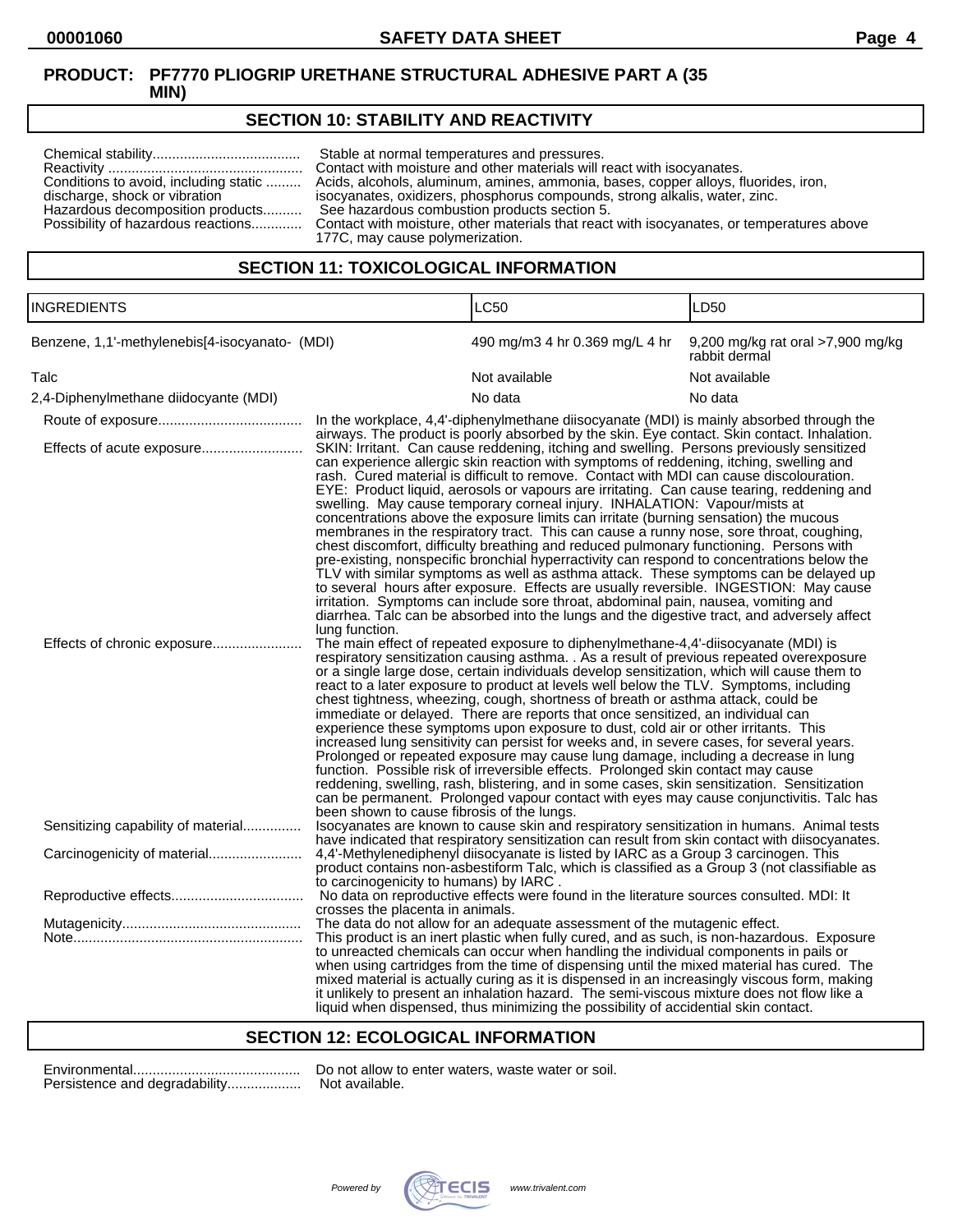**PRODUCT: PF7770 PLIOGRIP URETHANE STRUCTURAL ADHESIVE PART A (35 MIN)**

## SECTION 10: STABILITY AND REACTIVITY

Chemical stability...................................... Stable at normal temperatures and pressures.

Reactivity .................................................. Contact with moisture and other materials will react with isocyanates.

Conditions to avoid, including static discharge, shock or vibration ......... Acids, alcohols, aluminum, amines, ammonia, bases, copper alloys, fluorides, iron, isocyanates, oxidizers, phosphorus compounds, strong alkalis, water, zinc.

Hazardous decomposition products.......... See hazardous combustion products section 5.

Possibility of hazardous reactions............. Contact with moisture, other materials that react with isocyanates, or temperatures above 177C, may cause polymerization.

## SECTION 11: TOXICOLOGICAL INFORMATION

| INGREDIENTS | LC50 | LD50 |
|---|---|---|
| Benzene, 1,1'-methylenebis[4-isocyanato- (MDI) | 490 mg/m3 4 hr 0.369 mg/L 4 hr | 9,200 mg/kg rat oral >7,900 mg/kg rabbit dermal |
| Talc | Not available | Not available |
| 2,4-Diphenylmethane diidocyante (MDI) | No data | No data |

Route of exposure..................................... In the workplace, 4,4'-diphenylmethane diisocyanate (MDI) is mainly absorbed through the airways. The product is poorly absorbed by the skin. Eye contact. Skin contact. Inhalation.

Effects of acute exposure.......................... SKIN: Irritant. Can cause reddening, itching and swelling. Persons previously sensitized can experience allergic skin reaction with symptoms of reddening, itching, swelling and rash. Cured material is difficult to remove. Contact with MDI can cause discolouration. EYE: Product liquid, aerosols or vapours are irritating. Can cause tearing, reddening and swelling. May cause temporary corneal injury. INHALATION: Vapour/mists at concentrations above the exposure limits can irritate (burning sensation) the mucous membranes in the respiratory tract. This can cause a runny nose, sore throat, coughing, chest discomfort, difficulty breathing and reduced pulmonary functioning. Persons with pre-existing, nonspecific bronchial hyperactivity can respond to concentrations below the TLV with similar symptoms as well as asthma attack. These symptoms can be delayed up to several hours after exposure. Effects are usually reversible. INGESTION: May cause irritation. Symptoms can include sore throat, abdominal pain, nausea, vomiting and diarrhea. Talc can be absorbed into the lungs and the digestive tract, and adversely affect lung function.

Effects of chronic exposure....................... The main effect of repeated exposure to diphenylmethane-4,4'-diisocyanate (MDI) is respiratory sensitization causing asthma. . As a result of previous repeated overexposure or a single large dose, certain individuals develop sensitization, which will cause them to react to a later exposure to product at levels well below the TLV. Symptoms, including chest tightness, wheezing, cough, shortness of breath or asthma attack, could be immediate or delayed. There are reports that once sensitized, an individual can experience these symptoms upon exposure to dust, cold air or other irritants. This increased lung sensitivity can persist for weeks and, in severe cases, for several years. Prolonged or repeated exposure may cause lung damage, including a decrease in lung function. Possible risk of irreversible effects. Prolonged skin contact may cause reddening, swelling, rash, blistering, and in some cases, skin sensitization. Sensitization can be permanent. Prolonged vapour contact with eyes may cause conjunctivitis. Talc has been shown to cause fibrosis of the lungs.

Sensitizing capability of material............... Isocyanates are known to cause skin and respiratory sensitization in humans. Animal tests have indicated that respiratory sensitization can result from skin contact with diisocyanates.

Carcinogenicity of material........................ 4,4'-Methylenediphenyl diisocyanate is listed by IARC as a Group 3 carcinogen. This product contains non-asbestiform Talc, which is classified as a Group 3 (not classifiable as to carcinogenicity to humans) by IARC .

Reproductive effects................................. No data on reproductive effects were found in the literature sources consulted. MDI: It crosses the placenta in animals.

Mutagenicity.............................................. The data do not allow for an adequate assessment of the mutagenic effect.

Note........................................................... This product is an inert plastic when fully cured, and as such, is non-hazardous. Exposure to unreacted chemicals can occur when handling the individual components in pails or when using cartridges from the time of dispensing until the mixed material has cured. The mixed material is actually curing as it is dispensed in an increasingly viscous form, making it unlikely to present an inhalation hazard. The semi-viscous mixture does not flow like a liquid when dispensed, thus minimizing the possibility of accidental skin contact.

## SECTION 12: ECOLOGICAL INFORMATION

Environmental........................................... Do not allow to enter waters, waste water or soil.

Persistence and degradability................... Not available.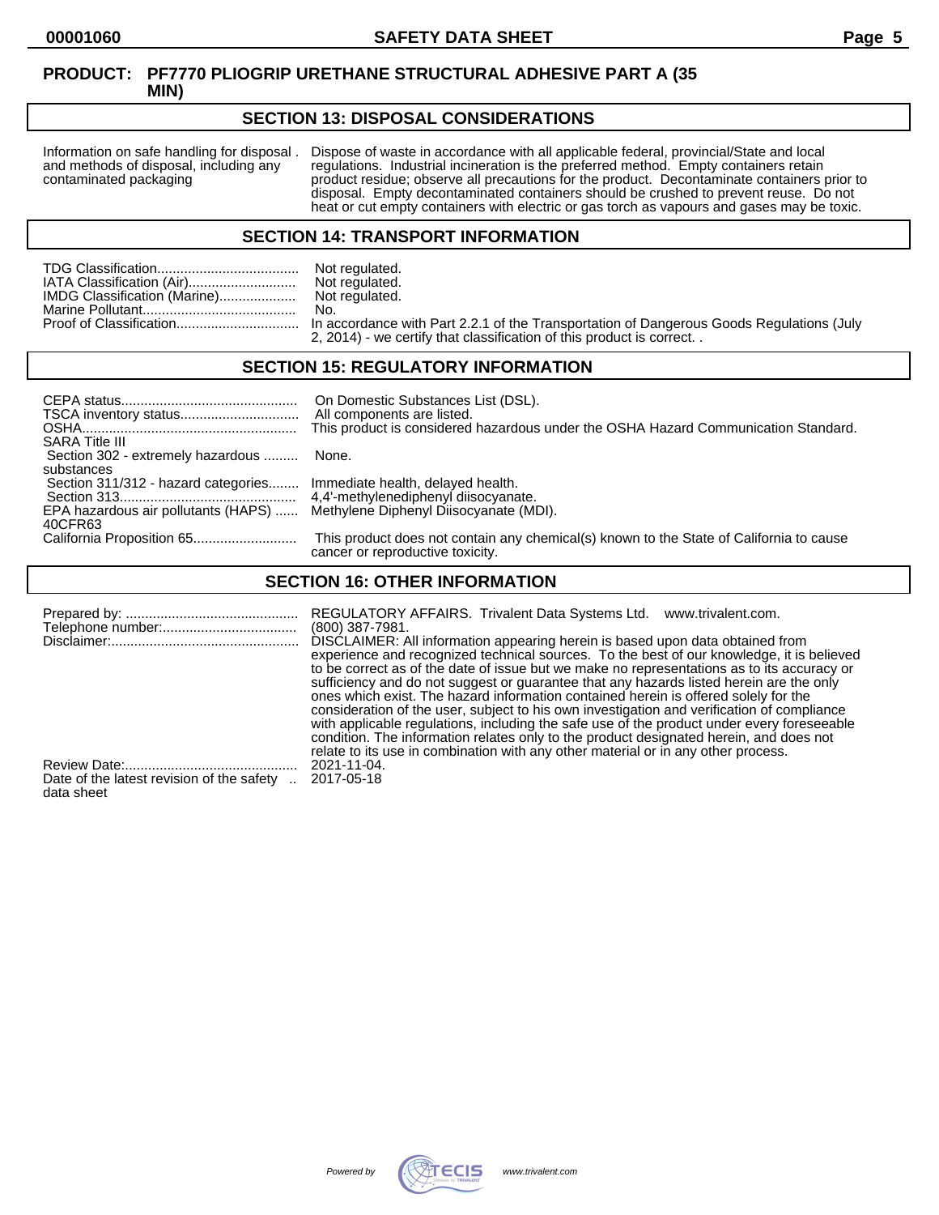**PRODUCT: PF7770 PLIOGRIP URETHANE STRUCTURAL ADHESIVE PART A (35 MIN)**

## SECTION 13: DISPOSAL CONSIDERATIONS

| | |
|---|---|
| Information on safe handling for disposal and methods of disposal, including any contaminated packaging | Dispose of waste in accordance with all applicable federal, provincial/State and local regulations. Industrial incineration is the preferred method. Empty containers retain product residue; observe all precautions for the product. Decontaminate containers prior to disposal. Empty decontaminated containers should be crushed to prevent reuse. Do not heat or cut empty containers with electric or gas torch as vapours and gases may be toxic. |

## SECTION 14: TRANSPORT INFORMATION

| | |
|---|---|
| TDG Classification | Not regulated. |
| IATA Classification (Air) | Not regulated. |
| IMDG Classification (Marine) | Not regulated. |
| Marine Pollutant | No. |
| Proof of Classification | In accordance with Part 2.2.1 of the Transportation of Dangerous Goods Regulations (July 2, 2014) - we certify that classification of this product is correct. . |

## SECTION 15: REGULATORY INFORMATION

| | |
|---|---|
| CEPA status | On Domestic Substances List (DSL). |
| TSCA inventory status | All components are listed. |
| OSHA | This product is considered hazardous under the OSHA Hazard Communication Standard. |
| SARA Title III | |
| Section 302 - extremely hazardous substances | None. |
| Section 311/312 - hazard categories | Immediate health, delayed health. |
| Section 313 | 4,4'-methylenediphenyl diisocyanate. |
| EPA hazardous air pollutants (HAPS) 40CFR63 | Methylene Diphenyl Diisocyanate (MDI). |
| California Proposition 65 | This product does not contain any chemical(s) known to the State of California to cause cancer or reproductive toxicity. |

## SECTION 16: OTHER INFORMATION

| | |
|---|---|
| Prepared by: | REGULATORY AFFAIRS. Trivalent Data Systems Ltd. www.trivalent.com. |
| Telephone number: | (800) 387-7981. |
| Disclaimer: | DISCLAIMER: All information appearing herein is based upon data obtained from experience and recognized technical sources. To the best of our knowledge, it is believed to be correct as of the date of issue but we make no representations as to its accuracy or sufficiency and do not suggest or guarantee that any hazards listed herein are the only ones which exist. The hazard information contained herein is offered solely for the consideration of the user, subject to his own investigation and verification of compliance with applicable regulations, including the safe use of the product under every foreseeable condition. The information relates only to the product designated herein, and does not relate to its use in combination with any other material or in any other process. |
| Review Date: | 2021-11-04. |
| Date of the latest revision of the safety data sheet | 2017-05-18 |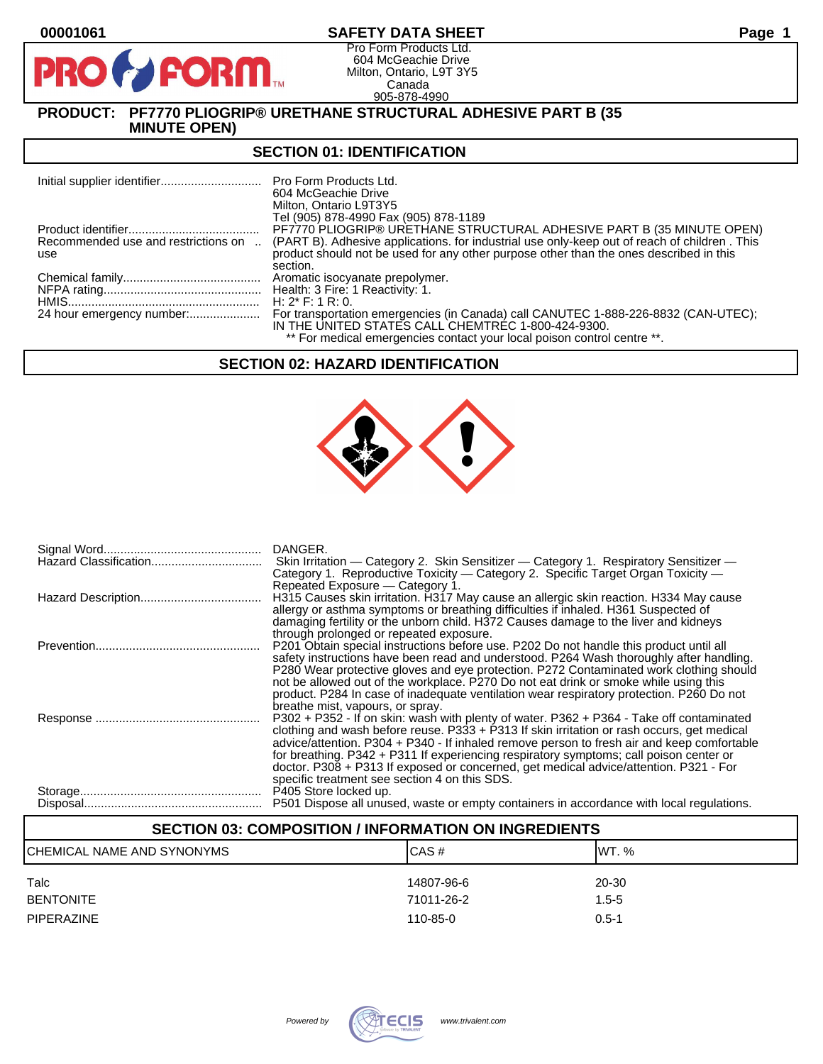00001061 **SAFETY DATA SHEET**

Pro Form Products Ltd.
604 McGeachie Drive
Milton, Ontario, L9T 3Y5
Canada
905-878-4990

**PRODUCT: PF7770 PLIOGRIP® URETHANE STRUCTURAL ADHESIVE PART B (35 MINUTE OPEN)**

## SECTION 01: IDENTIFICATION

| | |
|---|---|
| Initial supplier identifier | Pro Form Products Ltd. 604 McGeachie Drive Milton, Ontario L9T3Y5 Tel (905) 878-4990 Fax (905) 878-1189 |
| Product identifier | PF7770 PLIOGRIP® URETHANE STRUCTURAL ADHESIVE PART B (35 MINUTE OPEN) |
| Recommended use and restrictions on use | (PART B). Adhesive applications. for industrial use only-keep out of reach of children . This product should not be used for any other purpose other than the ones described in this section. |
| Chemical family | Aromatic isocyanate prepolymer. |
| NFPA rating | Health: 3 Fire: 1 Reactivity: 1. |
| HMIS | H: 2* F: 1 R: 0. |
| 24 hour emergency number: | For transportation emergencies (in Canada) call CANUTEC 1-888-226-8832 (CAN-UTEC); IN THE UNITED STATES CALL CHEMTREC 1-800-424-9300. ** For medical emergencies contact your local poison control centre **. |

## SECTION 02: HAZARD IDENTIFICATION

| | |
|---|---|
| Signal Word | DANGER. |
| Hazard Classification | Skin Irritation — Category 2. Skin Sensitizer — Category 1. Respiratory Sensitizer — Category 1. Reproductive Toxicity — Category 2. Specific Target Organ Toxicity — Repeated Exposure — Category 1. |
| Hazard Description | H315 Causes skin irritation. H317 May cause an allergic skin reaction. H334 May cause allergy or asthma symptoms or breathing difficulties if inhaled. H361 Suspected of damaging fertility or the unborn child. H372 Causes damage to the liver and kidneys through prolonged or repeated exposure. |
| Prevention | P201 Obtain special instructions before use. P202 Do not handle this product until all safety instructions have been read and understood. P264 Wash thoroughly after handling. P280 Wear protective gloves and eye protection. P272 Contaminated work clothing should not be allowed out of the workplace. P270 Do not eat drink or smoke while using this product. P284 In case of inadequate ventilation wear respiratory protection. P260 Do not breathe mist, vapours, or spray. |
| Response | P302 + P352 - If on skin: wash with plenty of water. P362 + P364 - Take off contaminated clothing and wash before reuse. P333 + P313 If skin irritation or rash occurs, get medical advice/attention. P304 + P340 - If inhaled remove person to fresh air and keep comfortable for breathing. P342 + P311 If experiencing respiratory symptoms; call poison center or doctor. P308 + P313 If exposed or concerned, get medical advice/attention. P321 - For specific treatment see section 4 on this SDS. |
| Storage | P405 Store locked up. |
| Disposal | P501 Dispose all unused, waste or empty containers in accordance with local regulations. |

## SECTION 03: COMPOSITION / INFORMATION ON INGREDIENTS

| CHEMICAL NAME AND SYNONYMS | CAS # | WT. % |
|---|---|---|
| Talc | 14807-96-6 | 20-30 |
| BENTONITE | 71011-26-2 | 1.5-5 |
| PIPERAZINE | 110-85-0 | 0.5-1 |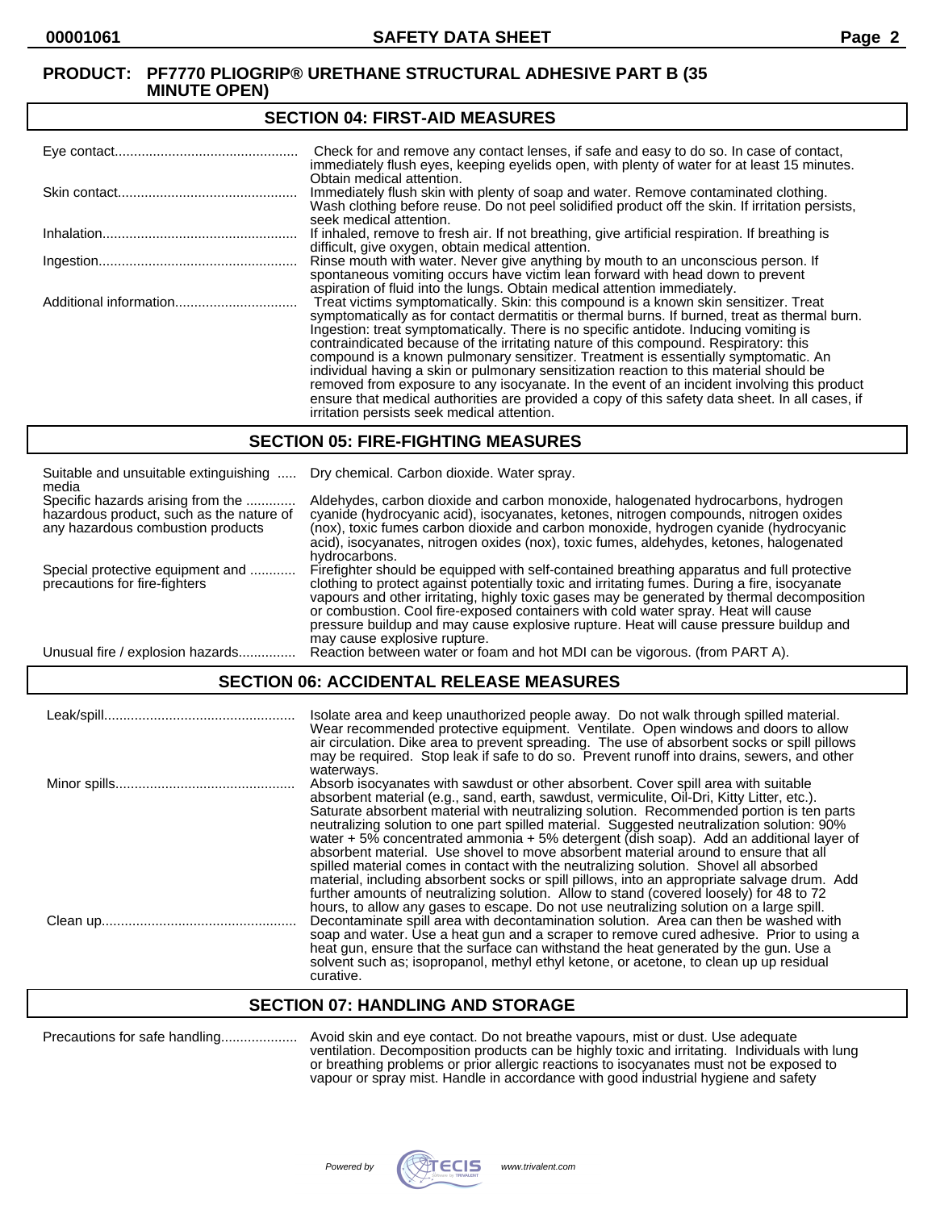**PRODUCT: PF7770 PLIOGRIP® URETHANE STRUCTURAL ADHESIVE PART B (35 MINUTE OPEN)**

## SECTION 04: FIRST-AID MEASURES

| | |
|---|---|
| Eye contact | Check for and remove any contact lenses, if safe and easy to do so. In case of contact, immediately flush eyes, keeping eyelids open, with plenty of water for at least 15 minutes. Obtain medical attention. |
| Skin contact | Immediately flush skin with plenty of soap and water. Remove contaminated clothing. Wash clothing before reuse. Do not peel solidified product off the skin. If irritation persists, seek medical attention. |
| Inhalation | If inhaled, remove to fresh air. If not breathing, give artificial respiration. If breathing is difficult, give oxygen, obtain medical attention. |
| Ingestion | Rinse mouth with water. Never give anything by mouth to an unconscious person. If spontaneous vomiting occurs have victim lean forward with head down to prevent aspiration of fluid into the lungs. Obtain medical attention immediately. |
| Additional information | Treat victims symptomatically. Skin: this compound is a known skin sensitizer. Treat symptomatically as for contact dermatitis or thermal burns. If burned, treat as thermal burn. Ingestion: treat symptomatically. There is no specific antidote. Inducing vomiting is contraindicated because of the irritating nature of this compound. Respiratory: this compound is a known pulmonary sensitizer. Treatment is essentially symptomatic. An individual having a skin or pulmonary sensitization reaction to this material should be removed from exposure to any isocyanate. In the event of an incident involving this product ensure that medical authorities are provided a copy of this safety data sheet. In all cases, if irritation persists seek medical attention. |

## SECTION 05: FIRE-FIGHTING MEASURES

| | |
|---|---|
| Suitable and unsuitable extinguishing media | Dry chemical. Carbon dioxide. Water spray. |
| Specific hazards arising from the hazardous product, such as the nature of any hazardous combustion products | Aldehydes, carbon dioxide and carbon monoxide, halogenated hydrocarbons, hydrogen cyanide (hydrocyanic acid), isocyanates, ketones, nitrogen compounds, nitrogen oxides (nox), toxic fumes carbon dioxide and carbon monoxide, hydrogen cyanide (hydrocyanic acid), isocyanates, nitrogen oxides (nox), toxic fumes, aldehydes, ketones, halogenated hydrocarbons. |
| Special protective equipment and precautions for fire-fighters | Firefighter should be equipped with self-contained breathing apparatus and full protective clothing to protect against potentially toxic and irritating fumes. During a fire, isocyanate vapours and other irritating, highly toxic gases may be generated by thermal decomposition or combustion. Cool fire-exposed containers with cold water spray. Heat will cause pressure buildup and may cause explosive rupture. Heat will cause pressure buildup and may cause explosive rupture. |
| Unusual fire / explosion hazards | Reaction between water or foam and hot MDI can be vigorous. (from PART A). |

## SECTION 06: ACCIDENTAL RELEASE MEASURES

| | |
|---|---|
| Leak/spill | Isolate area and keep unauthorized people away. Do not walk through spilled material. Wear recommended protective equipment. Ventilate. Open windows and doors to allow air circulation. Dike area to prevent spreading. The use of absorbent socks or spill pillows may be required. Stop leak if safe to do so. Prevent runoff into drains, sewers, and other waterways. |
| Minor spills | Absorb isocyanates with sawdust or other absorbent. Cover spill area with suitable absorbent material (e.g., sand, earth, sawdust, vermiculite, Oil-Dri, Kitty Litter, etc.). Saturate absorbent material with neutralizing solution. Recommended portion is ten parts neutralizing solution to one part spilled material. Suggested neutralization solution: 90% water + 5% concentrated ammonia + 5% detergent (dish soap). Add an additional layer of absorbent material. Use shovel to move absorbent material around to ensure that all spilled material comes in contact with the neutralizing solution. Shovel all absorbed material, including absorbent socks or spill pillows, into an appropriate salvage drum. Add further amounts of neutralizing solution. Allow to stand (covered loosely) for 48 to 72 hours, to allow any gases to escape. Do not use neutralizing solution on a large spill. |
| Clean up | Decontaminate spill area with decontamination solution. Area can then be washed with soap and water. Use a heat gun and a scraper to remove cured adhesive. Prior to using a heat gun, ensure that the surface can withstand the heat generated by the gun. Use a solvent such as; isopropanol, methyl ethyl ketone, or acetone, to clean up up residual curative. |

## SECTION 07: HANDLING AND STORAGE

| | |
|---|---|
| Precautions for safe handling | Avoid skin and eye contact. Do not breathe vapours, mist or dust. Use adequate ventilation. Decomposition products can be highly toxic and irritating. Individuals with lung or breathing problems or prior allergic reactions to isocyanates must not be exposed to vapour or spray mist. Handle in accordance with good industrial hygiene and safety |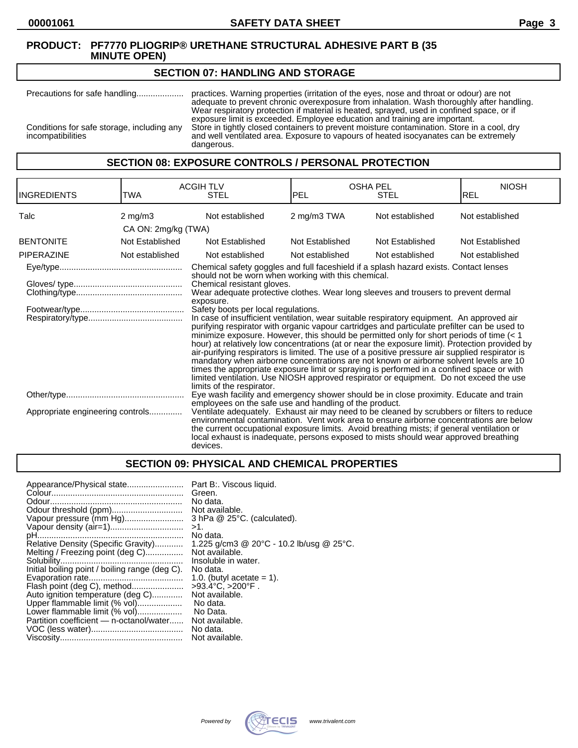**PRODUCT: PF7770 PLIOGRIP® URETHANE STRUCTURAL ADHESIVE PART B (35 MINUTE OPEN)**

## SECTION 07: HANDLING AND STORAGE

| | |
|---|---|
| Precautions for safe handling.................... | practices. Warning properties (irritation of the eyes, nose and throat or odour) are not adequate to prevent chronic overexposure from inhalation. Wash thoroughly after handling. Wear respiratory protection if material is heated, sprayed, used in confined space, or if exposure limit is exceeded. Employee education and training are important. |
| Conditions for safe storage, including any incompatibilities | Store in tightly closed containers to prevent moisture contamination. Store in a cool, dry and well ventilated area. Exposure to vapours of heated isocyanates can be extremely dangerous. |

## SECTION 08: EXPOSURE CONTROLS / PERSONAL PROTECTION

| INGREDIENTS | ACGIH TLV TWA | ACGIH TLV STEL | OSHA PEL PEL | OSHA PEL STEL | NIOSH REL |
|---|---|---|---|---|---|
| Talc | 2 mg/m3<br>CA ON: 2mg/kg (TWA) | Not established | 2 mg/m3 TWA | Not established | Not established |
| BENTONITE | Not Established | Not Established | Not Established | Not Established | Not Established |
| PIPERAZINE | Not established | Not established | Not established | Not established | Not established |

| | |
|---|---|
| Eye/type.................................................... | Chemical safety goggles and full faceshield if a splash hazard exists. Contact lenses should not be worn when working with this chemical. |
| Gloves/ type............................................. | Chemical resistant gloves. |
| Clothing/type............................................ | Wear adequate protective clothes. Wear long sleeves and trousers to prevent dermal exposure. |
| Footwear/type........................................... | Safety boots per local regulations. |
| Respiratory/type........................................ | In case of insufficient ventilation, wear suitable respiratory equipment. An approved air purifying respirator with organic vapour cartridges and particulate prefilter can be used to minimize exposure. However, this should be permitted only for short periods of time (< 1 hour) at relatively low concentrations (at or near the exposure limit). Protection provided by air-purifying respirators is limited. The use of a positive pressure air supplied respirator is mandatory when airborne concentrations are not known or airborne solvent levels are 10 times the appropriate exposure limit or spraying is performed in a confined space or with limited ventilation. Use NIOSH approved respirator or equipment. Do not exceed the use limits of the respirator. |
| Other/type.................................................. | Eye wash facility and emergency shower should be in close proximity. Educate and train employees on the safe use and handling of the product. |
| Appropriate engineering controls............. | Ventilate adequately. Exhaust air may need to be cleaned by scrubbers or filters to reduce environmental contamination. Vent work area to ensure airborne concentrations are below the current occupational exposure limits. Avoid breathing mists; if general ventilation or local exhaust is inadequate, persons exposed to mists should wear approved breathing devices. |

## SECTION 09: PHYSICAL AND CHEMICAL PROPERTIES

| | |
|---|---|
| Appearance/Physical state........................ | Part B:. Viscous liquid. |
| Colour........................................................ | Green. |
| Odour......................................................... | No data. |
| Odour threshold (ppm).............................. | Not available. |
| Vapour pressure (mm Hg).......................... | 3 hPa @ 25°C. (calculated). |
| Vapour density (air=1)............................... | >1. |
| pH.............................................................. | No data. |
| Relative Density (Specific Gravity)............ | 1.225 g/cm3 @ 20°C - 10.2 lb/usg @ 25°C. |
| Melting / Freezing point (deg C)................ | Not available. |
| Solubility.................................................... | Insoluble in water. |
| Initial boiling point / boiling range (deg C). | No data. |
| Evaporation rate........................................ | 1.0. (butyl acetate = 1). |
| Flash point (deg C), method...................... | >93.4°C, >200°F . |
| Auto ignition temperature (deg C)............. | Not available. |
| Upper flammable limit (% vol).................... | No data. |
| Lower flammable limit (% vol).................... | No Data. |
| Partition coefficient — n-octanol/water...... | Not available. |
| VOC (less water)....................................... | No data. |
| Viscosity.................................................... | Not available. |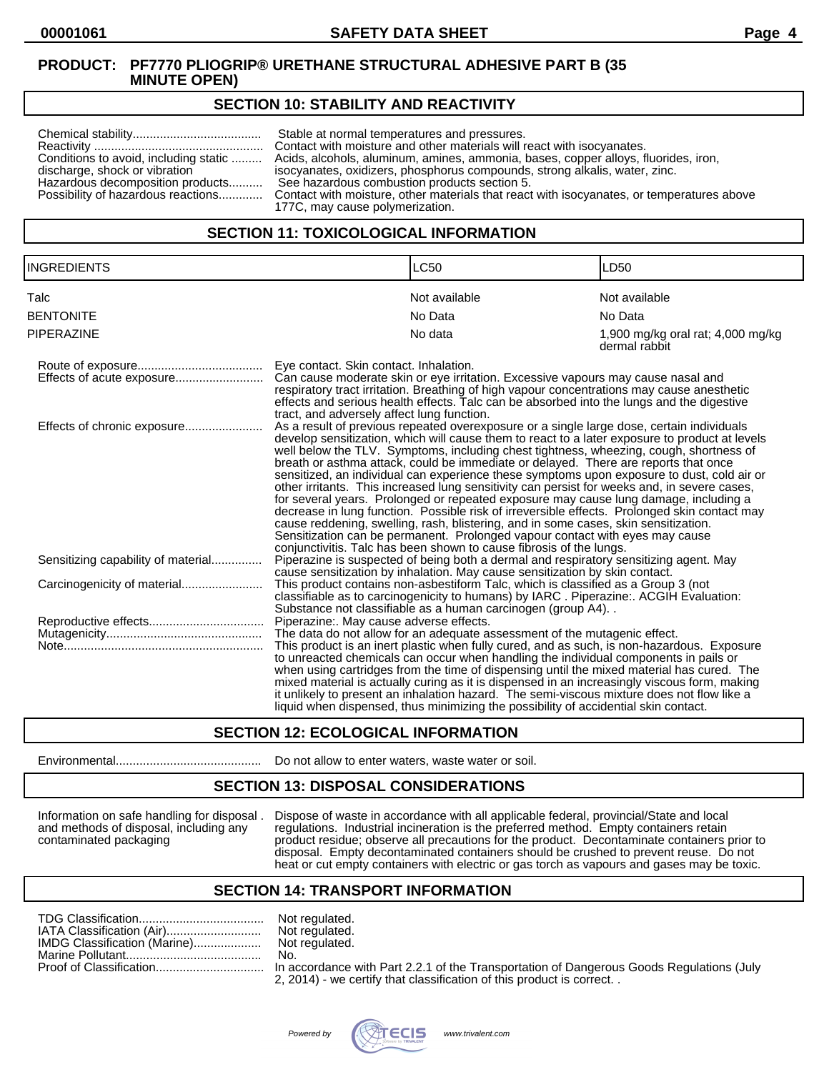**PRODUCT: PF7770 PLIOGRIP® URETHANE STRUCTURAL ADHESIVE PART B (35 MINUTE OPEN)**

## SECTION 10: STABILITY AND REACTIVITY

Chemical stability...................................... Stable at normal temperatures and pressures.

Reactivity .................................................. Contact with moisture and other materials will react with isocyanates.

Conditions to avoid, including static discharge, shock or vibration ......... Acids, alcohols, aluminum, amines, ammonia, bases, copper alloys, fluorides, iron, isocyanates, oxidizers, phosphorus compounds, strong alkalis, water, zinc.

Hazardous decomposition products.......... See hazardous combustion products section 5.

Possibility of hazardous reactions............. Contact with moisture, other materials that react with isocyanates, or temperatures above 177C, may cause polymerization.

## SECTION 11: TOXICOLOGICAL INFORMATION

| INGREDIENTS | LC50 | LD50 |
|---|---|---|
| Talc | Not available | Not available |
| BENTONITE | No Data | No Data |
| PIPERAZINE | No data | 1,900 mg/kg oral rat; 4,000 mg/kg dermal rabbit |

Route of exposure..................................... Eye contact. Skin contact. Inhalation.

Effects of acute exposure.......................... Can cause moderate skin or eye irritation. Excessive vapours may cause nasal and respiratory tract irritation. Breathing of high vapour concentrations may cause anesthetic effects and serious health effects. Talc can be absorbed into the lungs and the digestive tract, and adversely affect lung function.

Effects of chronic exposure....................... As a result of previous repeated overexposure or a single large dose, certain individuals develop sensitization, which will cause them to react to a later exposure to product at levels well below the TLV. Symptoms, including chest tightness, wheezing, cough, shortness of breath or asthma attack, could be immediate or delayed. There are reports that once sensitized, an individual can experience these symptoms upon exposure to dust, cold air or other irritants. This increased lung sensitivity can persist for weeks and, in severe cases, for several years. Prolonged or repeated exposure may cause lung damage, including a decrease in lung function. Possible risk of irreversible effects. Prolonged skin contact may cause reddening, swelling, rash, blistering, and in some cases, skin sensitization. Sensitization can be permanent. Prolonged vapour contact with eyes may cause conjunctivitis. Talc has been shown to cause fibrosis of the lungs.

Sensitizing capability of material............... Piperazine is suspected of being both a dermal and respiratory sensitizing agent. May cause sensitization by inhalation. May cause sensitization by skin contact.

Carcinogenicity of material........................ This product contains non-asbestiform Talc, which is classified as a Group 3 (not classifiable as to carcinogenicity to humans) by IARC . Piperazine:. ACGIH Evaluation: Substance not classifiable as a human carcinogen (group A4). .

Reproductive effects.................................. Piperazine:. May cause adverse effects.

Mutagenicity.............................................. The data do not allow for an adequate assessment of the mutagenic effect.

Note........................................................... This product is an inert plastic when fully cured, and as such, is non-hazardous. Exposure to unreacted chemicals can occur when handling the individual components in pails or when using cartridges from the time of dispensing until the mixed material has cured. The mixed material is actually curing as it is dispensed in an increasingly viscous form, making it unlikely to present an inhalation hazard. The semi-viscous mixture does not flow like a liquid when dispensed, thus minimizing the possibility of accidental skin contact.

## SECTION 12: ECOLOGICAL INFORMATION

Environmental........................................... Do not allow to enter waters, waste water or soil.

## SECTION 13: DISPOSAL CONSIDERATIONS

Information on safe handling for disposal . and methods of disposal, including any contaminated packaging — Dispose of waste in accordance with all applicable federal, provincial/State and local regulations. Industrial incineration is the preferred method. Empty containers retain product residue; observe all precautions for the product. Decontaminate containers prior to disposal. Empty decontaminated containers should be crushed to prevent reuse. Do not heat or cut empty containers with electric or gas torch as vapours and gases may be toxic.

## SECTION 14: TRANSPORT INFORMATION

TDG Classification..................................... Not regulated.

IATA Classification (Air)............................ Not regulated.

IMDG Classification (Marine).................... Not regulated.

Marine Pollutant........................................ No.

Proof of Classification................................ In accordance with Part 2.2.1 of the Transportation of Dangerous Goods Regulations (July 2, 2014) - we certify that classification of this product is correct. .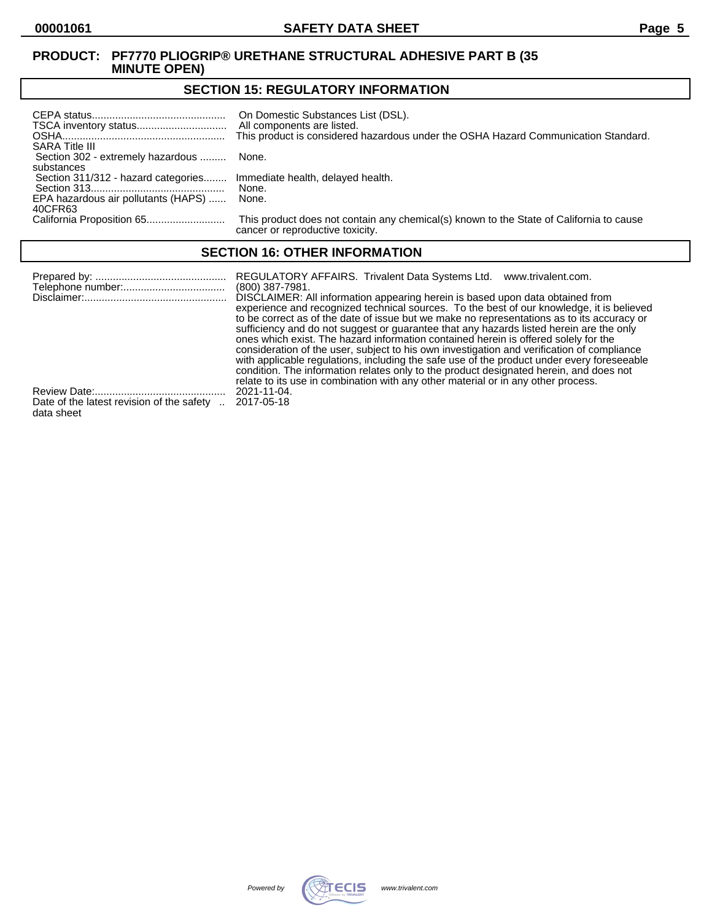**PRODUCT: PF7770 PLIOGRIP® URETHANE STRUCTURAL ADHESIVE PART B (35 MINUTE OPEN)**

## SECTION 15: REGULATORY INFORMATION

| | |
|---|---|
| CEPA status............................................. | On Domestic Substances List (DSL). |
| TSCA inventory status.............................. | All components are listed. |
| OSHA....................................................... | This product is considered hazardous under the OSHA Hazard Communication Standard. |
| SARA Title III | |
| Section 302 - extremely hazardous ......... substances | None. |
| Section 311/312 - hazard categories........ | Immediate health, delayed health. |
| Section 313............................................. | None. |
| EPA hazardous air pollutants (HAPS) ...... 40CFR63 | None. |
| California Proposition 65........................... | This product does not contain any chemical(s) known to the State of California to cause cancer or reproductive toxicity. |

## SECTION 16: OTHER INFORMATION

| | |
|---|---|
| Prepared by: ............................................ | REGULATORY AFFAIRS. Trivalent Data Systems Ltd. www.trivalent.com. |
| Telephone number:................................... | (800) 387-7981. |
| Disclaimer:................................................ | DISCLAIMER: All information appearing herein is based upon data obtained from experience and recognized technical sources. To the best of our knowledge, it is believed to be correct as of the date of issue but we make no representations as to its accuracy or sufficiency and do not suggest or guarantee that any hazards listed herein are the only ones which exist. The hazard information contained herein is offered solely for the consideration of the user, subject to his own investigation and verification of compliance with applicable regulations, including the safe use of the product under every foreseeable condition. The information relates only to the product designated herein, and does not relate to its use in combination with any other material or in any other process. |
| Review Date:............................................ | 2021-11-04. |
| Date of the latest revision of the safety .. data sheet | 2017-05-18 |